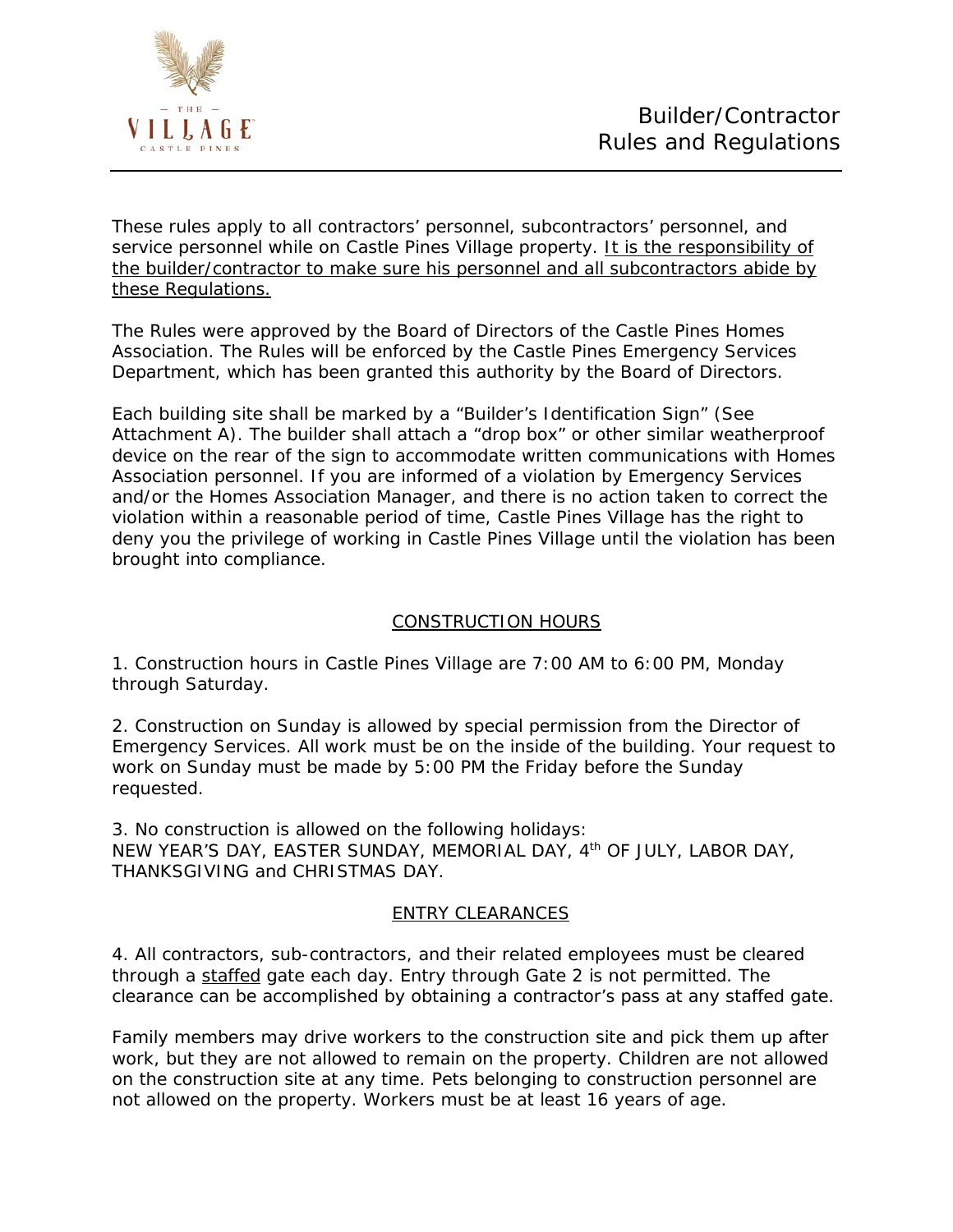# Builder/Contractor Rules and Regulations

These rules apply to all contractors' personnel, subcontractors' personnel, and service personnel while on Castle Pines Village property. <u>It is the responsibility of the builder/contractor to make sure his personnel and all subcontractors abide by these Regulations.</u>

The Rules were approved by the Board of Directors of the Castle Pines Homes Association. The Rules will be enforced by the Castle Pines Emergency Services Department, which has been granted this authority by the Board of Directors.

Each building site shall be marked by a "Builder's Identification Sign" (See Attachment A). The builder shall attach a "drop box" or other similar weatherproof device on the rear of the sign to accommodate written communications with Homes Association personnel. If you are informed of a violation by Emergency Services and/or the Homes Association Manager, and there is no action taken to correct the violation within a reasonable period of time, Castle Pines Village has the right to deny you the privilege of working in Castle Pines Village until the violation has been brought into compliance.

## CONSTRUCTION HOURS

1. Construction hours in Castle Pines Village are 7:00 AM to 6:00 PM, Monday through Saturday.

2. Construction on Sunday is allowed by special permission from the Director of Emergency Services. All work must be on the inside of the building. Your request to work on Sunday must be made by 5:00 PM the Friday before the Sunday requested.

3. No construction is allowed on the following holidays:
NEW YEAR'S DAY, EASTER SUNDAY, MEMORIAL DAY, 4th OF JULY, LABOR DAY, THANKSGIVING and CHRISTMAS DAY.

## ENTRY CLEARANCES

4. All contractors, sub-contractors, and their related employees must be cleared through a <u>staffed</u> gate each day. Entry through Gate 2 is not permitted. The clearance can be accomplished by obtaining a contractor's pass at any staffed gate.

Family members may drive workers to the construction site and pick them up after work, but they are not allowed to remain on the property. Children are not allowed on the construction site at any time. Pets belonging to construction personnel are not allowed on the property. Workers must be at least 16 years of age.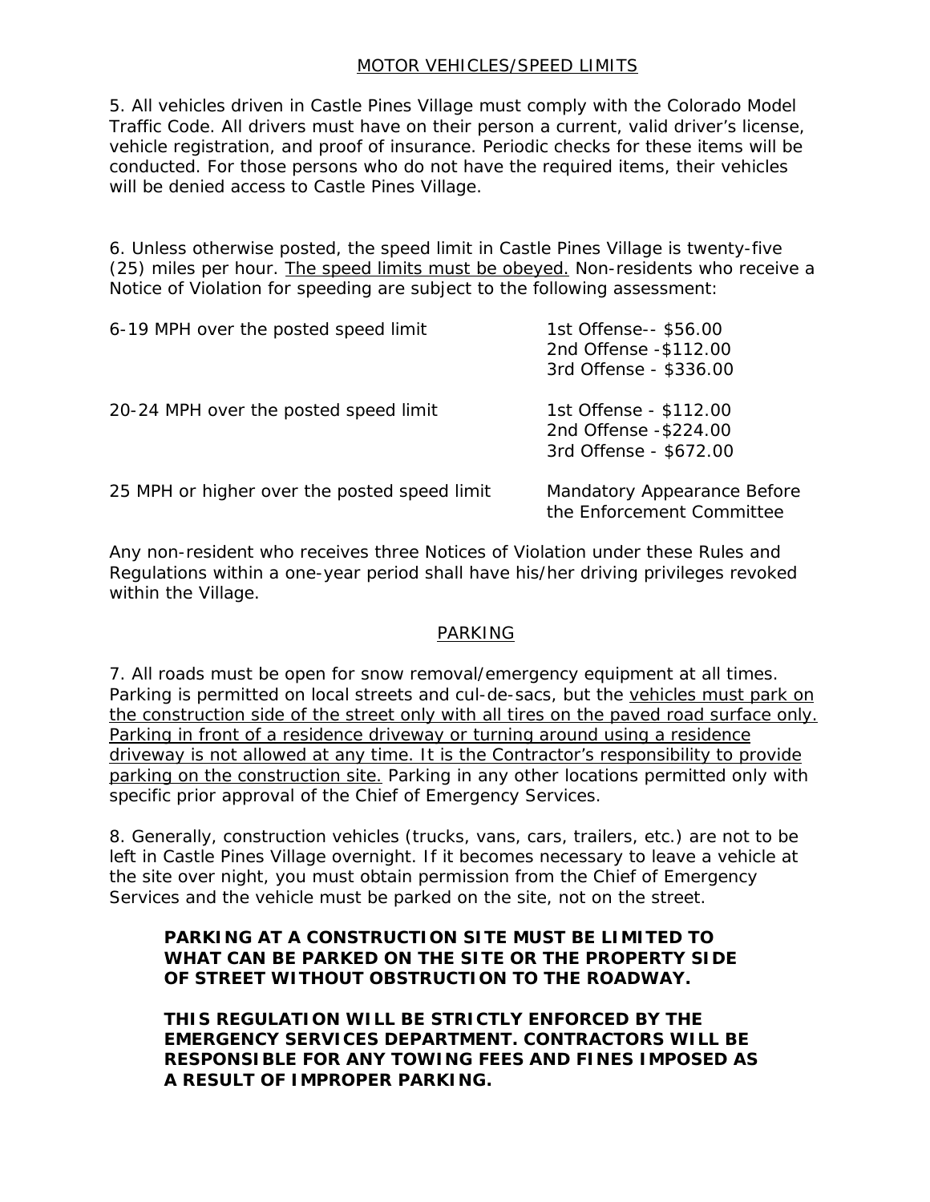## MOTOR VEHICLES/SPEED LIMITS

5. All vehicles driven in Castle Pines Village must comply with the Colorado Model Traffic Code. All drivers must have on their person a current, valid driver's license, vehicle registration, and proof of insurance. Periodic checks for these items will be conducted. For those persons who do not have the required items, their vehicles will be denied access to Castle Pines Village.

6. Unless otherwise posted, the speed limit in Castle Pines Village is twenty-five (25) miles per hour. The speed limits must be obeyed. Non-residents who receive a Notice of Violation for speeding are subject to the following assessment:

| | |
|---|---|
| 6-19 MPH over the posted speed limit | 1st Offense-- $56.00<br>2nd Offense -$112.00<br>3rd Offense - $336.00 |
| 20-24 MPH over the posted speed limit | 1st Offense - $112.00<br>2nd Offense -$224.00<br>3rd Offense - $672.00 |
| 25 MPH or higher over the posted speed limit | Mandatory Appearance Before the Enforcement Committee |

Any non-resident who receives three Notices of Violation under these Rules and Regulations within a one-year period shall have his/her driving privileges revoked within the Village.

## PARKING

7. All roads must be open for snow removal/emergency equipment at all times. Parking is permitted on local streets and cul-de-sacs, but the vehicles must park on the construction side of the street only with all tires on the paved road surface only. Parking in front of a residence driveway or turning around using a residence driveway is not allowed at any time. It is the Contractor's responsibility to provide parking on the construction site. Parking in any other locations permitted only with specific prior approval of the Chief of Emergency Services.

8. Generally, construction vehicles (trucks, vans, cars, trailers, etc.) are not to be left in Castle Pines Village overnight. If it becomes necessary to leave a vehicle at the site over night, you must obtain permission from the Chief of Emergency Services and the vehicle must be parked on the site, not on the street.

**PARKING AT A CONSTRUCTION SITE MUST BE LIMITED TO WHAT CAN BE PARKED ON THE SITE OR THE PROPERTY SIDE OF STREET WITHOUT OBSTRUCTION TO THE ROADWAY.**

**THIS REGULATION WILL BE STRICTLY ENFORCED BY THE EMERGENCY SERVICES DEPARTMENT. CONTRACTORS WILL BE RESPONSIBLE FOR ANY TOWING FEES AND FINES IMPOSED AS A RESULT OF IMPROPER PARKING.**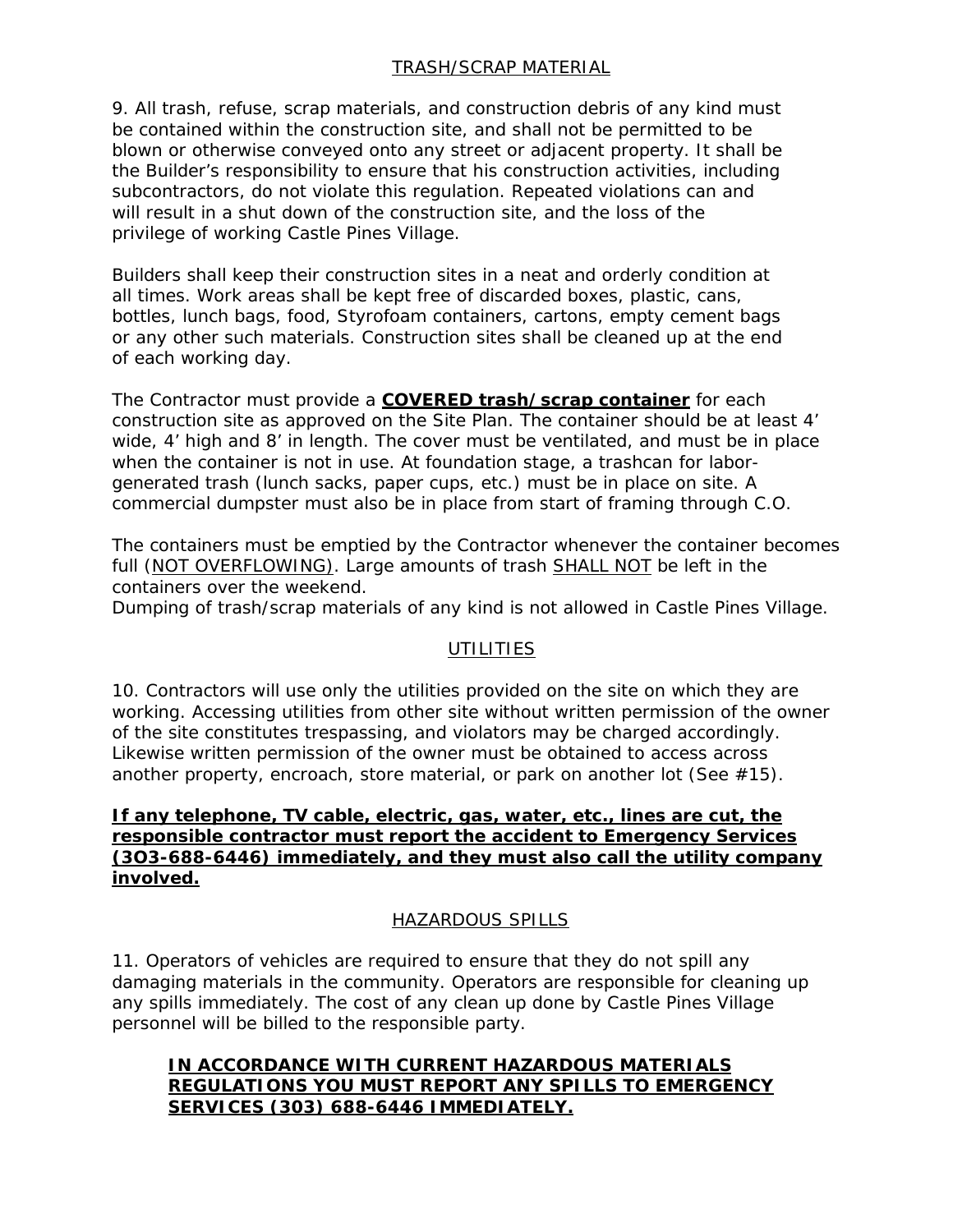## TRASH/SCRAP MATERIAL

9. All trash, refuse, scrap materials, and construction debris of any kind must be contained within the construction site, and shall not be permitted to be blown or otherwise conveyed onto any street or adjacent property. It shall be the Builder's responsibility to ensure that his construction activities, including subcontractors, do not violate this regulation. Repeated violations can and will result in a shut down of the construction site, and the loss of the privilege of working Castle Pines Village.

Builders shall keep their construction sites in a neat and orderly condition at all times. Work areas shall be kept free of discarded boxes, plastic, cans, bottles, lunch bags, food, Styrofoam containers, cartons, empty cement bags or any other such materials. Construction sites shall be cleaned up at the end of each working day.

The Contractor must provide a **COVERED trash/scrap container** for each construction site as approved on the Site Plan. The container should be at least 4' wide, 4' high and 8' in length. The cover must be ventilated, and must be in place when the container is not in use. At foundation stage, a trashcan for labor-generated trash (lunch sacks, paper cups, etc.) must be in place on site. A commercial dumpster must also be in place from start of framing through C.O.

The containers must be emptied by the Contractor whenever the container becomes full (NOT OVERFLOWING). Large amounts of trash SHALL NOT be left in the containers over the weekend.
Dumping of trash/scrap materials of any kind is not allowed in Castle Pines Village.

## UTILITIES

10. Contractors will use only the utilities provided on the site on which they are working. Accessing utilities from other site without written permission of the owner of the site constitutes trespassing, and violators may be charged accordingly. Likewise written permission of the owner must be obtained to access across another property, encroach, store material, or park on another lot (See #15).

**If any telephone, TV cable, electric, gas, water, etc., lines are cut, the responsible contractor must report the accident to Emergency Services (3O3-688-6446) immediately, and they must also call the utility company involved.**

## HAZARDOUS SPILLS

11. Operators of vehicles are required to ensure that they do not spill any damaging materials in the community. Operators are responsible for cleaning up any spills immediately. The cost of any clean up done by Castle Pines Village personnel will be billed to the responsible party.

**IN ACCORDANCE WITH CURRENT HAZARDOUS MATERIALS REGULATIONS YOU MUST REPORT ANY SPILLS TO EMERGENCY SERVICES (303) 688-6446 IMMEDIATELY.**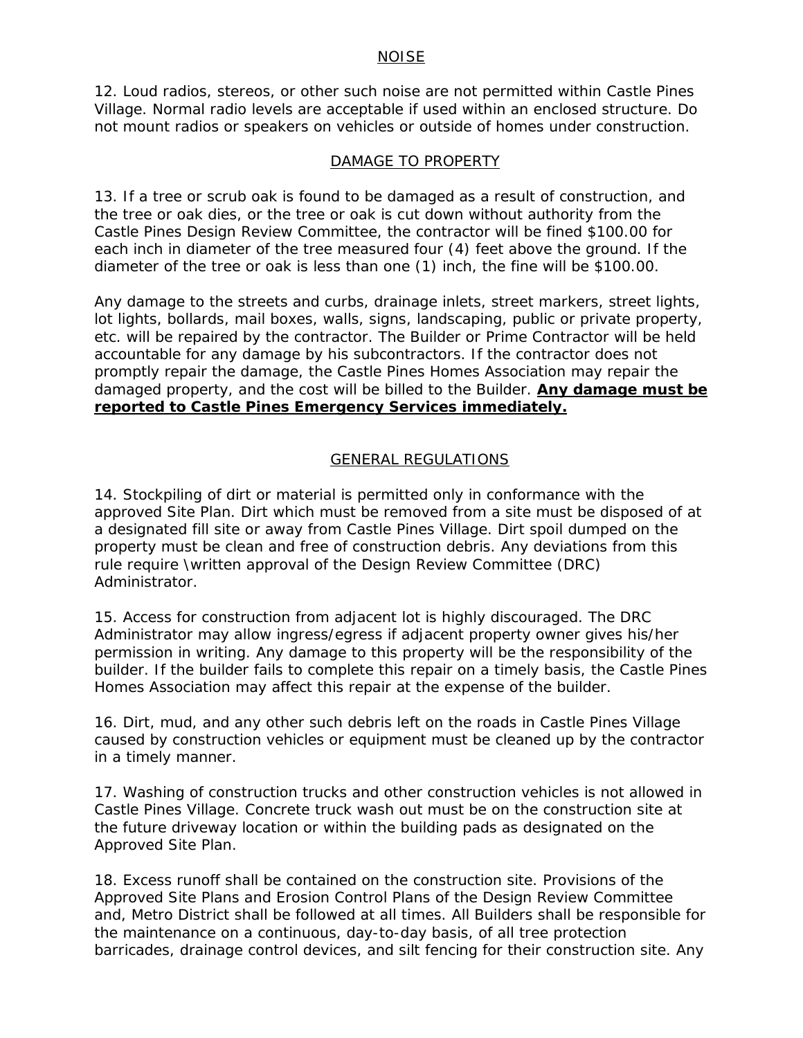## NOISE

12. Loud radios, stereos, or other such noise are not permitted within Castle Pines Village. Normal radio levels are acceptable if used within an enclosed structure. Do not mount radios or speakers on vehicles or outside of homes under construction.

## DAMAGE TO PROPERTY

13. If a tree or scrub oak is found to be damaged as a result of construction, and the tree or oak dies, or the tree or oak is cut down without authority from the Castle Pines Design Review Committee, the contractor will be fined $100.00 for each inch in diameter of the tree measured four (4) feet above the ground. If the diameter of the tree or oak is less than one (1) inch, the fine will be $100.00.

Any damage to the streets and curbs, drainage inlets, street markers, street lights, lot lights, bollards, mail boxes, walls, signs, landscaping, public or private property, etc. will be repaired by the contractor. The Builder or Prime Contractor will be held accountable for any damage by his subcontractors. If the contractor does not promptly repair the damage, the Castle Pines Homes Association may repair the damaged property, and the cost will be billed to the Builder. **Any damage must be reported to Castle Pines Emergency Services immediately.**

## GENERAL REGULATIONS

14. Stockpiling of dirt or material is permitted only in conformance with the approved Site Plan. Dirt which must be removed from a site must be disposed of at a designated fill site or away from Castle Pines Village. Dirt spoil dumped on the property must be clean and free of construction debris. Any deviations from this rule require \written approval of the Design Review Committee (DRC) Administrator.

15. Access for construction from adjacent lot is highly discouraged. The DRC Administrator may allow ingress/egress if adjacent property owner gives his/her permission in writing. Any damage to this property will be the responsibility of the builder. If the builder fails to complete this repair on a timely basis, the Castle Pines Homes Association may affect this repair at the expense of the builder.

16. Dirt, mud, and any other such debris left on the roads in Castle Pines Village caused by construction vehicles or equipment must be cleaned up by the contractor in a timely manner.

17. Washing of construction trucks and other construction vehicles is not allowed in Castle Pines Village. Concrete truck wash out must be on the construction site at the future driveway location or within the building pads as designated on the Approved Site Plan.

18. Excess runoff shall be contained on the construction site. Provisions of the Approved Site Plans and Erosion Control Plans of the Design Review Committee and, Metro District shall be followed at all times. All Builders shall be responsible for the maintenance on a continuous, day-to-day basis, of all tree protection barricades, drainage control devices, and silt fencing for their construction site. Any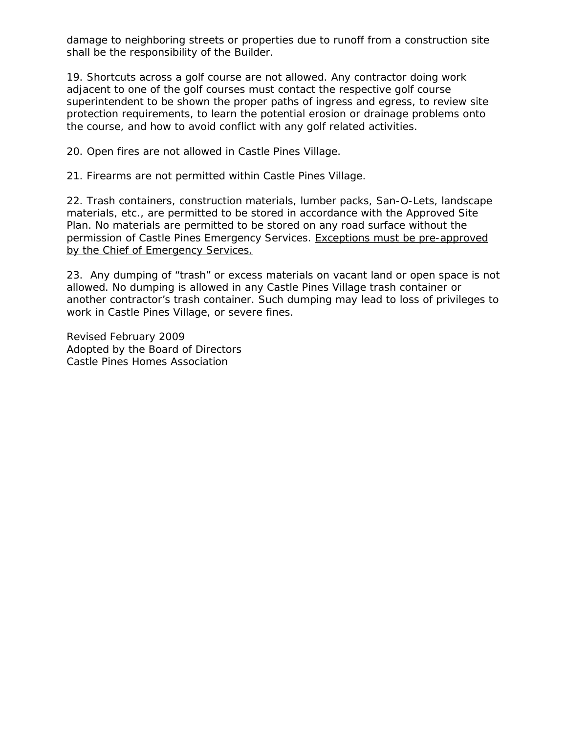damage to neighboring streets or properties due to runoff from a construction site shall be the responsibility of the Builder.

19. Shortcuts across a golf course are not allowed. Any contractor doing work adjacent to one of the golf courses must contact the respective golf course superintendent to be shown the proper paths of ingress and egress, to review site protection requirements, to learn the potential erosion or drainage problems onto the course, and how to avoid conflict with any golf related activities.

20. Open fires are not allowed in Castle Pines Village.

21. Firearms are not permitted within Castle Pines Village.

22. Trash containers, construction materials, lumber packs, San-O-Lets, landscape materials, etc., are permitted to be stored in accordance with the Approved Site Plan. No materials are permitted to be stored on any road surface without the permission of Castle Pines Emergency Services. <u>Exceptions must be pre-approved by the Chief of Emergency Services.</u>

23. Any dumping of "trash" or excess materials on vacant land or open space is not allowed. No dumping is allowed in any Castle Pines Village trash container or another contractor's trash container. Such dumping may lead to loss of privileges to work in Castle Pines Village, or severe fines.

Revised February 2009
Adopted by the Board of Directors
Castle Pines Homes Association